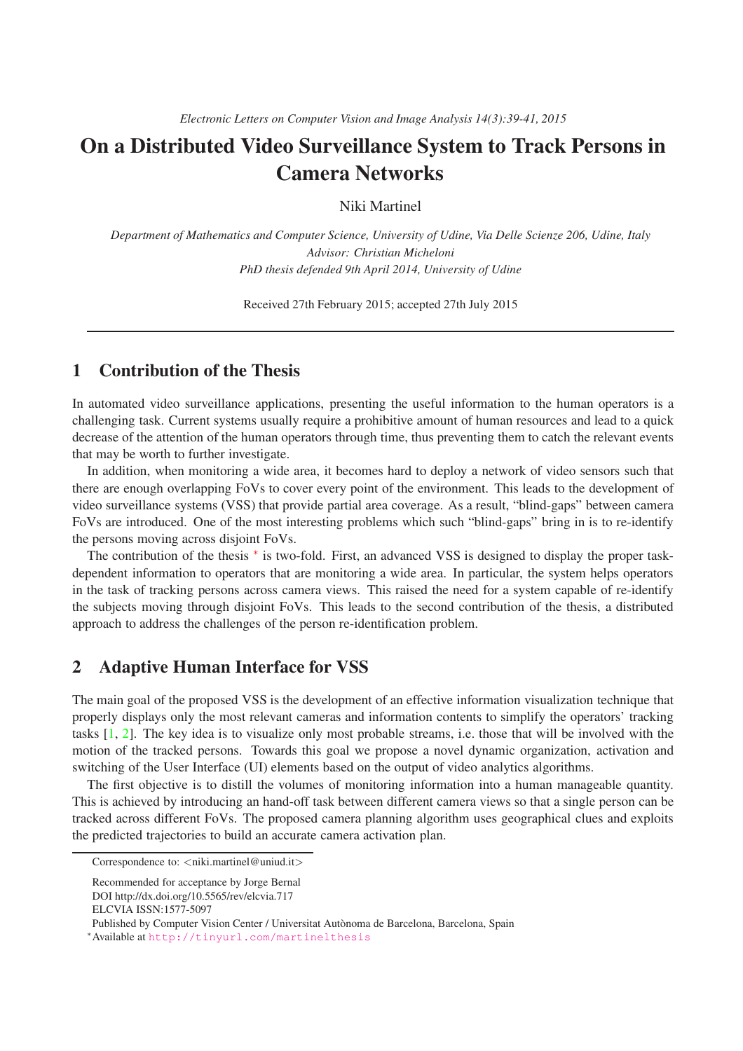# On a Distributed Video Surveillance System to Track Persons in Camera Networks

Niki Martinel

*Department of Mathematics and Computer Science, University of Udine, Via Delle Scienze 206, Udine, Italy*
*Advisor: Christian Micheloni*
*PhD thesis defended 9th April 2014, University of Udine*

Received 27th February 2015; accepted 27th July 2015

---

## 1 Contribution of the Thesis

In automated video surveillance applications, presenting the useful information to the human operators is a challenging task. Current systems usually require a prohibitive amount of human resources and lead to a quick decrease of the attention of the human operators through time, thus preventing them to catch the relevant events that may be worth to further investigate.

In addition, when monitoring a wide area, it becomes hard to deploy a network of video sensors such that there are enough overlapping FoVs to cover every point of the environment. This leads to the development of video surveillance systems (VSS) that provide partial area coverage. As a result, "blind-gaps" between camera FoVs are introduced. One of the most interesting problems which such "blind-gaps" bring in is to re-identify the persons moving across disjoint FoVs.

The contribution of the thesis * is two-fold. First, an advanced VSS is designed to display the proper task-dependent information to operators that are monitoring a wide area. In particular, the system helps operators in the task of tracking persons across camera views. This raised the need for a system capable of re-identify the subjects moving through disjoint FoVs. This leads to the second contribution of the thesis, a distributed approach to address the challenges of the person re-identification problem.

## 2 Adaptive Human Interface for VSS

The main goal of the proposed VSS is the development of an effective information visualization technique that properly displays only the most relevant cameras and information contents to simplify the operators' tracking tasks [1, 2]. The key idea is to visualize only most probable streams, i.e. those that will be involved with the motion of the tracked persons. Towards this goal we propose a novel dynamic organization, activation and switching of the User Interface (UI) elements based on the output of video analytics algorithms.

The first objective is to distill the volumes of monitoring information into a human manageable quantity. This is achieved by introducing an hand-off task between different camera views so that a single person can be tracked across different FoVs. The proposed camera planning algorithm uses geographical clues and exploits the predicted trajectories to build an accurate camera activation plan.

---

Correspondence to: <niki.martinel@uniud.it>

Recommended for acceptance by Jorge Bernal
DOI http://dx.doi.org/10.5565/rev/elcvia.717
ELCVIA ISSN:1577-5097
Published by Computer Vision Center / Universitat Autònoma de Barcelona, Barcelona, Spain

*Available at http://tinyurl.com/martinelthesis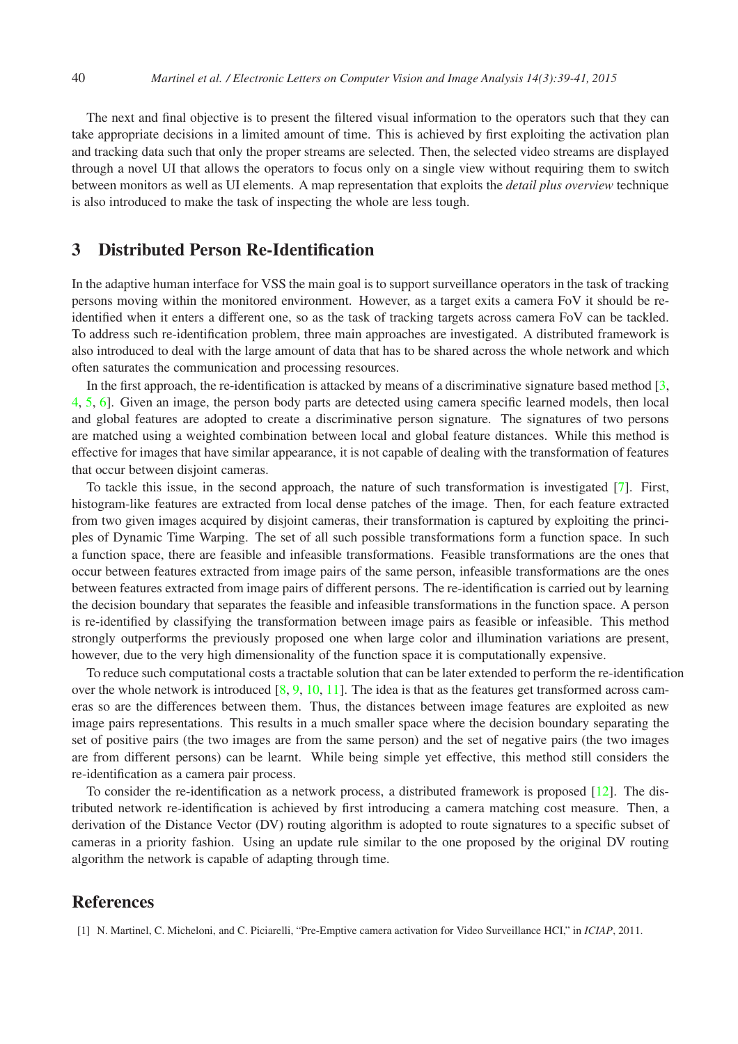The next and final objective is to present the filtered visual information to the operators such that they can take appropriate decisions in a limited amount of time. This is achieved by first exploiting the activation plan and tracking data such that only the proper streams are selected. Then, the selected video streams are displayed through a novel UI that allows the operators to focus only on a single view without requiring them to switch between monitors as well as UI elements. A map representation that exploits the *detail plus overview* technique is also introduced to make the task of inspecting the whole are less tough.

## 3 Distributed Person Re-Identification

In the adaptive human interface for VSS the main goal is to support surveillance operators in the task of tracking persons moving within the monitored environment. However, as a target exits a camera FoV it should be re-identified when it enters a different one, so as the task of tracking targets across camera FoV can be tackled. To address such re-identification problem, three main approaches are investigated. A distributed framework is also introduced to deal with the large amount of data that has to be shared across the whole network and which often saturates the communication and processing resources.

In the first approach, the re-identification is attacked by means of a discriminative signature based method [3, 4, 5, 6]. Given an image, the person body parts are detected using camera specific learned models, then local and global features are adopted to create a discriminative person signature. The signatures of two persons are matched using a weighted combination between local and global feature distances. While this method is effective for images that have similar appearance, it is not capable of dealing with the transformation of features that occur between disjoint cameras.

To tackle this issue, in the second approach, the nature of such transformation is investigated [7]. First, histogram-like features are extracted from local dense patches of the image. Then, for each feature extracted from two given images acquired by disjoint cameras, their transformation is captured by exploiting the principles of Dynamic Time Warping. The set of all such possible transformations form a function space. In such a function space, there are feasible and infeasible transformations. Feasible transformations are the ones that occur between features extracted from image pairs of the same person, infeasible transformations are the ones between features extracted from image pairs of different persons. The re-identification is carried out by learning the decision boundary that separates the feasible and infeasible transformations in the function space. A person is re-identified by classifying the transformation between image pairs as feasible or infeasible. This method strongly outperforms the previously proposed one when large color and illumination variations are present, however, due to the very high dimensionality of the function space it is computationally expensive.

To reduce such computational costs a tractable solution that can be later extended to perform the re-identification over the whole network is introduced [8, 9, 10, 11]. The idea is that as the features get transformed across cameras so are the differences between them. Thus, the distances between image features are exploited as new image pairs representations. This results in a much smaller space where the decision boundary separating the set of positive pairs (the two images are from the same person) and the set of negative pairs (the two images are from different persons) can be learnt. While being simple yet effective, this method still considers the re-identification as a camera pair process.

To consider the re-identification as a network process, a distributed framework is proposed [12]. The distributed network re-identification is achieved by first introducing a camera matching cost measure. Then, a derivation of the Distance Vector (DV) routing algorithm is adopted to route signatures to a specific subset of cameras in a priority fashion. Using an update rule similar to the one proposed by the original DV routing algorithm the network is capable of adapting through time.

## References

[1] N. Martinel, C. Micheloni, and C. Piciarelli, "Pre-Emptive camera activation for Video Surveillance HCI," in *ICIAP*, 2011.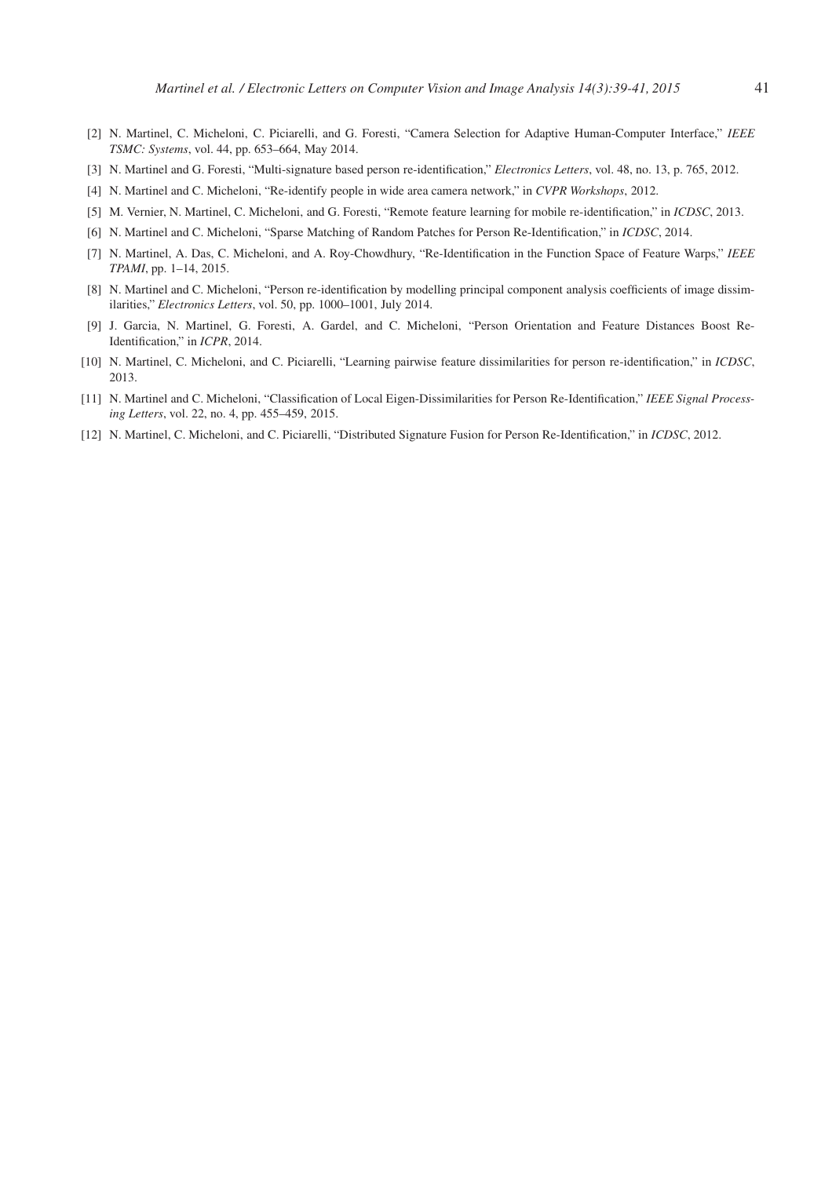[2] N. Martinel, C. Micheloni, C. Piciarelli, and G. Foresti, "Camera Selection for Adaptive Human-Computer Interface," *IEEE TSMC: Systems*, vol. 44, pp. 653–664, May 2014.

[3] N. Martinel and G. Foresti, "Multi-signature based person re-identification," *Electronics Letters*, vol. 48, no. 13, p. 765, 2012.

[4] N. Martinel and C. Micheloni, "Re-identify people in wide area camera network," in *CVPR Workshops*, 2012.

[5] M. Vernier, N. Martinel, C. Micheloni, and G. Foresti, "Remote feature learning for mobile re-identification," in *ICDSC*, 2013.

[6] N. Martinel and C. Micheloni, "Sparse Matching of Random Patches for Person Re-Identification," in *ICDSC*, 2014.

[7] N. Martinel, A. Das, C. Micheloni, and A. Roy-Chowdhury, "Re-Identification in the Function Space of Feature Warps," *IEEE TPAMI*, pp. 1–14, 2015.

[8] N. Martinel and C. Micheloni, "Person re-identification by modelling principal component analysis coefficients of image dissimilarities," *Electronics Letters*, vol. 50, pp. 1000–1001, July 2014.

[9] J. Garcia, N. Martinel, G. Foresti, A. Gardel, and C. Micheloni, "Person Orientation and Feature Distances Boost Re-Identification," in *ICPR*, 2014.

[10] N. Martinel, C. Micheloni, and C. Piciarelli, "Learning pairwise feature dissimilarities for person re-identification," in *ICDSC*, 2013.

[11] N. Martinel and C. Micheloni, "Classification of Local Eigen-Dissimilarities for Person Re-Identification," *IEEE Signal Processing Letters*, vol. 22, no. 4, pp. 455–459, 2015.

[12] N. Martinel, C. Micheloni, and C. Piciarelli, "Distributed Signature Fusion for Person Re-Identification," in *ICDSC*, 2012.